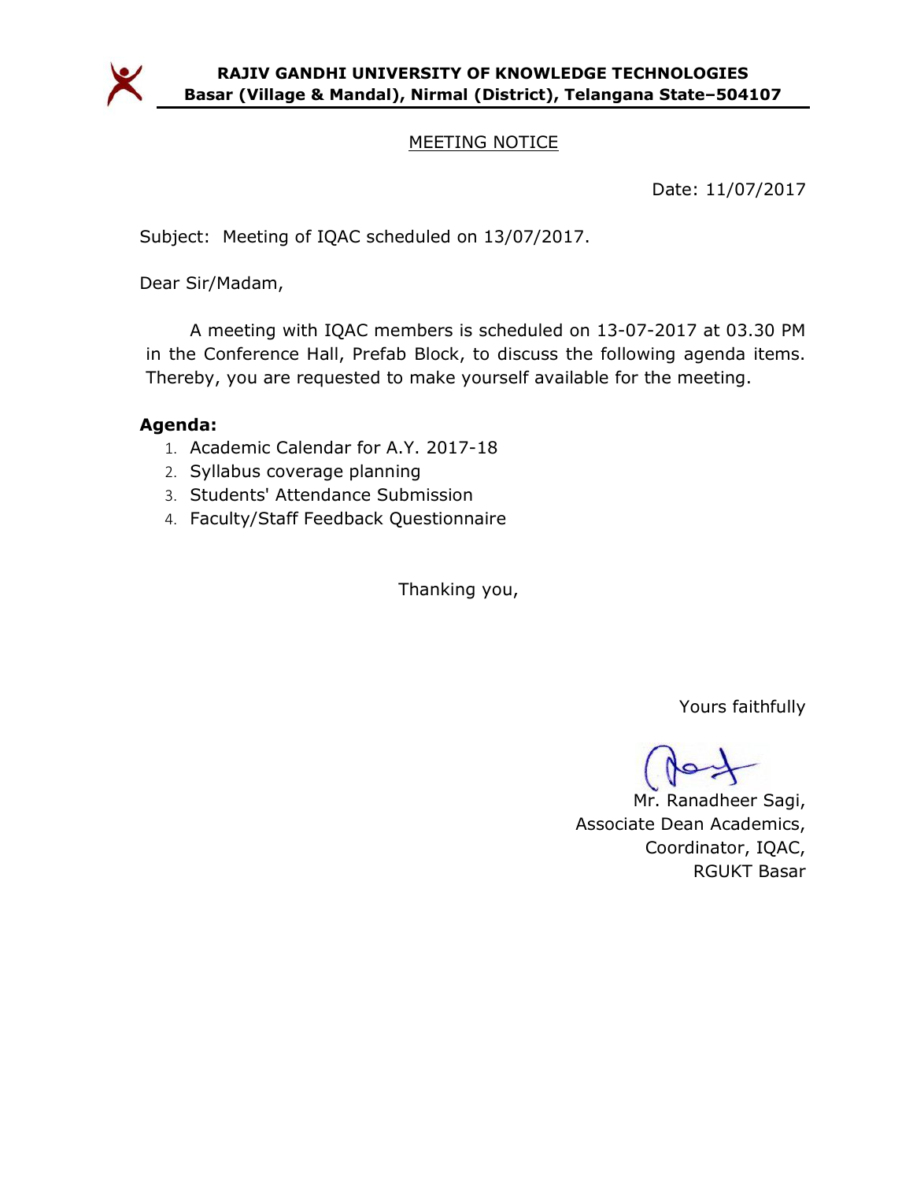**RAJIV GANDHI UNIVERSITY OF KNOWLEDGE TECHNOLOGIES**
**Basar (Village & Mandal), Nirmal (District), Telangana State–504107**

## MEETING NOTICE

Date: 11/07/2017

Subject: Meeting of IQAC scheduled on 13/07/2017.

Dear Sir/Madam,

A meeting with IQAC members is scheduled on 13-07-2017 at 03.30 PM in the Conference Hall, Prefab Block, to discuss the following agenda items. Thereby, you are requested to make yourself available for the meeting.

**Agenda:**

1. Academic Calendar for A.Y. 2017-18
2. Syllabus coverage planning
3. Students' Attendance Submission
4. Faculty/Staff Feedback Questionnaire

Thanking you,

Yours faithfully

Mr. Ranadheer Sagi,
Associate Dean Academics,
Coordinator, IQAC,
RGUKT Basar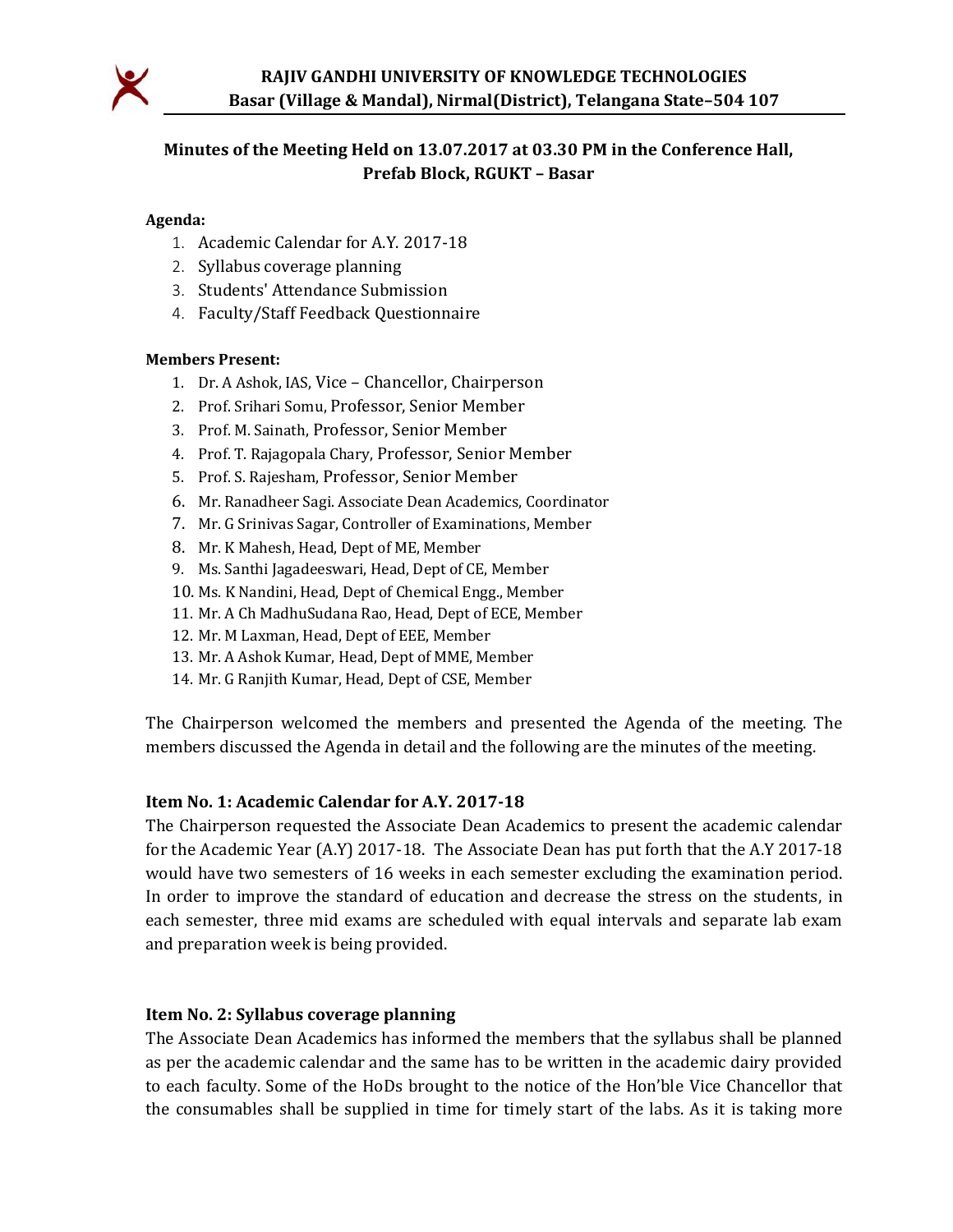**RAJIV GANDHI UNIVERSITY OF KNOWLEDGE TECHNOLOGIES**
**Basar (Village & Mandal), Nirmal(District), Telangana State–504 107**

## Minutes of the Meeting Held on 13.07.2017 at 03.30 PM in the Conference Hall, Prefab Block, RGUKT – Basar

**Agenda:**

1. Academic Calendar for A.Y. 2017-18
2. Syllabus coverage planning
3. Students' Attendance Submission
4. Faculty/Staff Feedback Questionnaire

**Members Present:**

1. Dr. A Ashok, IAS, Vice – Chancellor, Chairperson
2. Prof. Srihari Somu, Professor, Senior Member
3. Prof. M. Sainath, Professor, Senior Member
4. Prof. T. Rajagopala Chary, Professor, Senior Member
5. Prof. S. Rajesham, Professor, Senior Member
6. Mr. Ranadheer Sagi. Associate Dean Academics, Coordinator
7. Mr. G Srinivas Sagar, Controller of Examinations, Member
8. Mr. K Mahesh, Head, Dept of ME, Member
9. Ms. Santhi Jagadeeswari, Head, Dept of CE, Member
10. Ms. K Nandini, Head, Dept of Chemical Engg., Member
11. Mr. A Ch MadhuSudana Rao, Head, Dept of ECE, Member
12. Mr. M Laxman, Head, Dept of EEE, Member
13. Mr. A Ashok Kumar, Head, Dept of MME, Member
14. Mr. G Ranjith Kumar, Head, Dept of CSE, Member

The Chairperson welcomed the members and presented the Agenda of the meeting. The members discussed the Agenda in detail and the following are the minutes of the meeting.

### Item No. 1: Academic Calendar for A.Y. 2017-18

The Chairperson requested the Associate Dean Academics to present the academic calendar for the Academic Year (A.Y) 2017-18. The Associate Dean has put forth that the A.Y 2017-18 would have two semesters of 16 weeks in each semester excluding the examination period. In order to improve the standard of education and decrease the stress on the students, in each semester, three mid exams are scheduled with equal intervals and separate lab exam and preparation week is being provided.

### Item No. 2: Syllabus coverage planning

The Associate Dean Academics has informed the members that the syllabus shall be planned as per the academic calendar and the same has to be written in the academic dairy provided to each faculty. Some of the HoDs brought to the notice of the Hon'ble Vice Chancellor that the consumables shall be supplied in time for timely start of the labs. As it is taking more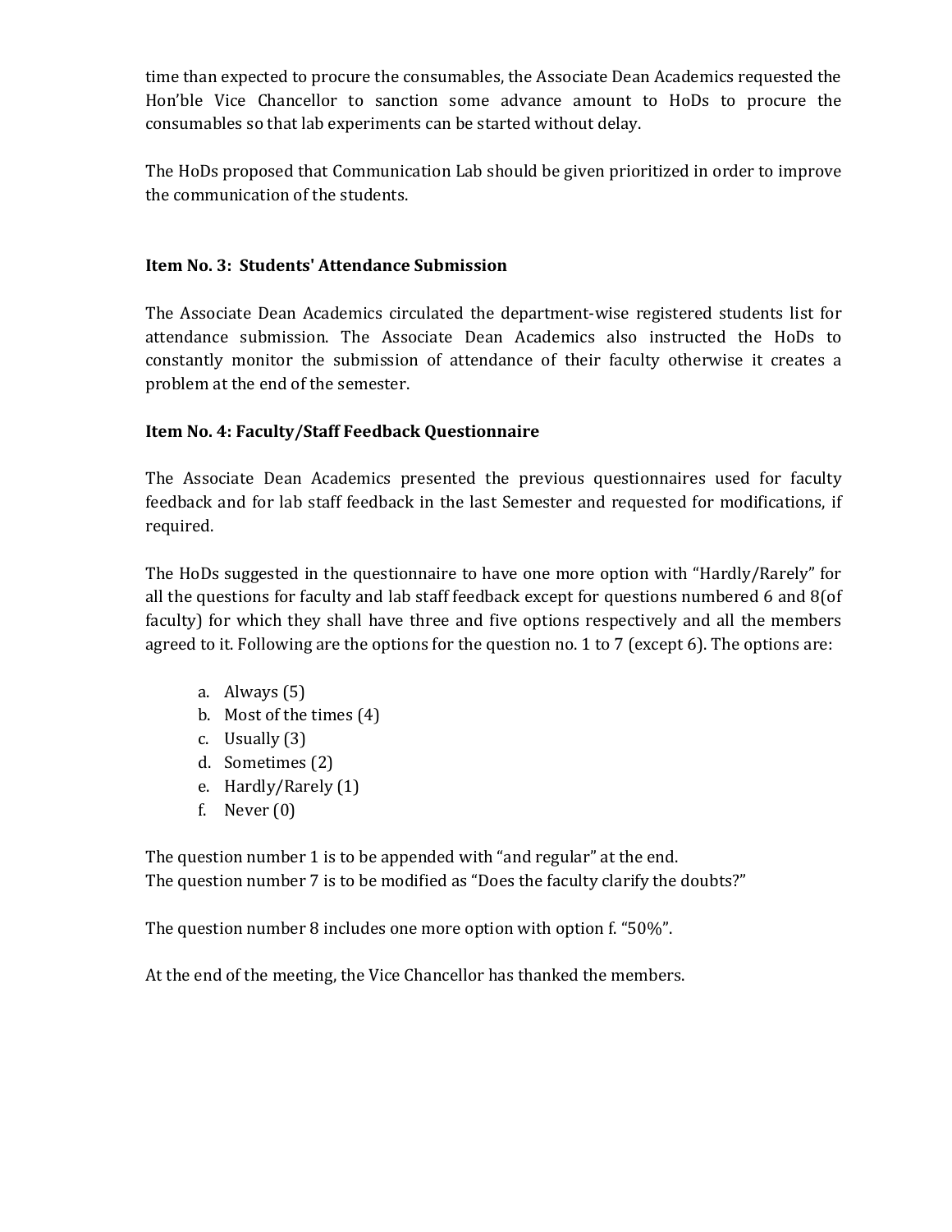time than expected to procure the consumables, the Associate Dean Academics requested the Hon'ble Vice Chancellor to sanction some advance amount to HoDs to procure the consumables so that lab experiments can be started without delay.

The HoDs proposed that Communication Lab should be given prioritized in order to improve the communication of the students.

**Item No. 3: Students' Attendance Submission**

The Associate Dean Academics circulated the department-wise registered students list for attendance submission. The Associate Dean Academics also instructed the HoDs to constantly monitor the submission of attendance of their faculty otherwise it creates a problem at the end of the semester.

**Item No. 4: Faculty/Staff Feedback Questionnaire**

The Associate Dean Academics presented the previous questionnaires used for faculty feedback and for lab staff feedback in the last Semester and requested for modifications, if required.

The HoDs suggested in the questionnaire to have one more option with "Hardly/Rarely" for all the questions for faculty and lab staff feedback except for questions numbered 6 and 8(of faculty) for which they shall have three and five options respectively and all the members agreed to it. Following are the options for the question no. 1 to 7 (except 6). The options are:

a. Always (5)
b. Most of the times (4)
c. Usually (3)
d. Sometimes (2)
e. Hardly/Rarely (1)
f. Never (0)

The question number 1 is to be appended with "and regular" at the end.
The question number 7 is to be modified as "Does the faculty clarify the doubts?"

The question number 8 includes one more option with option f. "50%".

At the end of the meeting, the Vice Chancellor has thanked the members.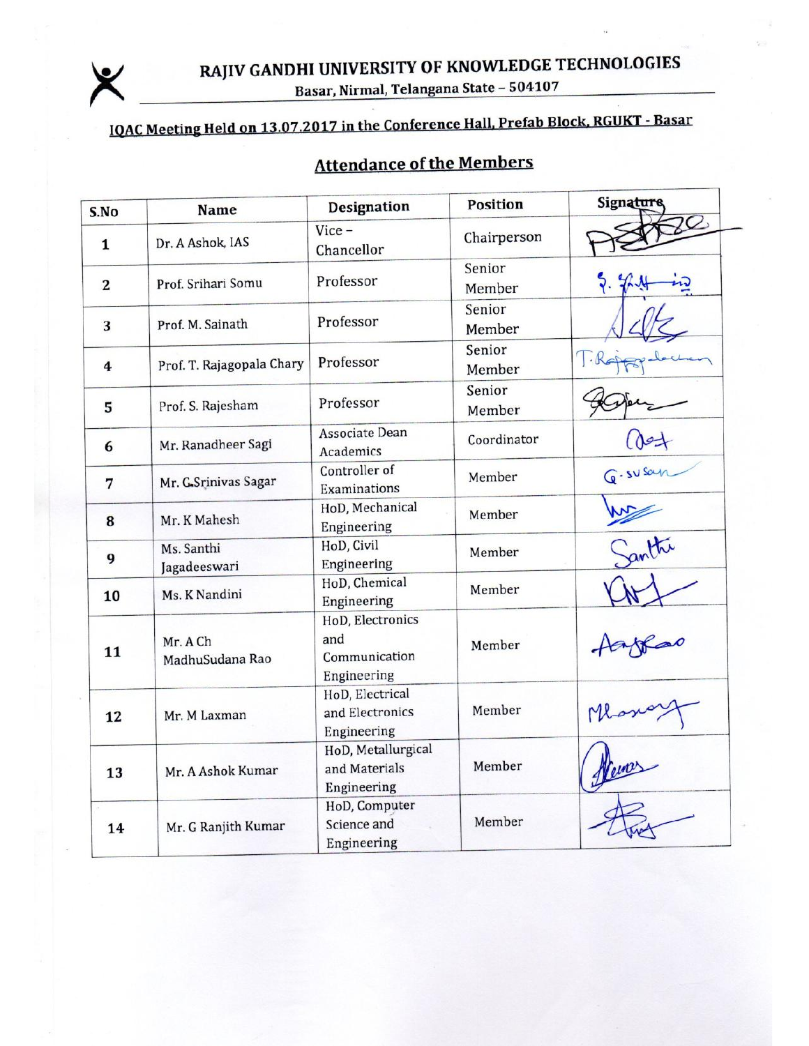# RAJIV GANDHI UNIVERSITY OF KNOWLEDGE TECHNOLOGIES

Basar, Nirmal, Telangana State – 504107

## IQAC Meeting Held on 13.07.2017 in the Conference Hall, Prefab Block, RGUKT - Basar

## Attendance of the Members

| S.No | Name | Designation | Position | Signature |
|---|---|---|---|---|
| 1 | Dr. A Ashok, IAS | Vice – Chancellor | Chairperson | |
| 2 | Prof. Srihari Somu | Professor | Senior Member | |
| 3 | Prof. M. Sainath | Professor | Senior Member | |
| 4 | Prof. T. Rajagopala Chary | Professor | Senior Member | |
| 5 | Prof. S. Rajesham | Professor | Senior Member | |
| 6 | Mr. Ranadheer Sagi | Associate Dean Academics | Coordinator | |
| 7 | Mr. G.Srinivas Sagar | Controller of Examinations | Member | |
| 8 | Mr. K Mahesh | HoD, Mechanical Engineering | Member | |
| 9 | Ms. Santhi Jagadeeswari | HoD, Civil Engineering | Member | |
| 10 | Ms. K Nandini | HoD, Chemical Engineering | Member | |
| 11 | Mr. A Ch MadhuSudana Rao | HoD, Electronics and Communication Engineering | Member | |
| 12 | Mr. M Laxman | HoD, Electrical and Electronics Engineering | Member | |
| 13 | Mr. A Ashok Kumar | HoD, Metallurgical and Materials Engineering | Member | |
| 14 | Mr. G Ranjith Kumar | HoD, Computer Science and Engineering | Member | |